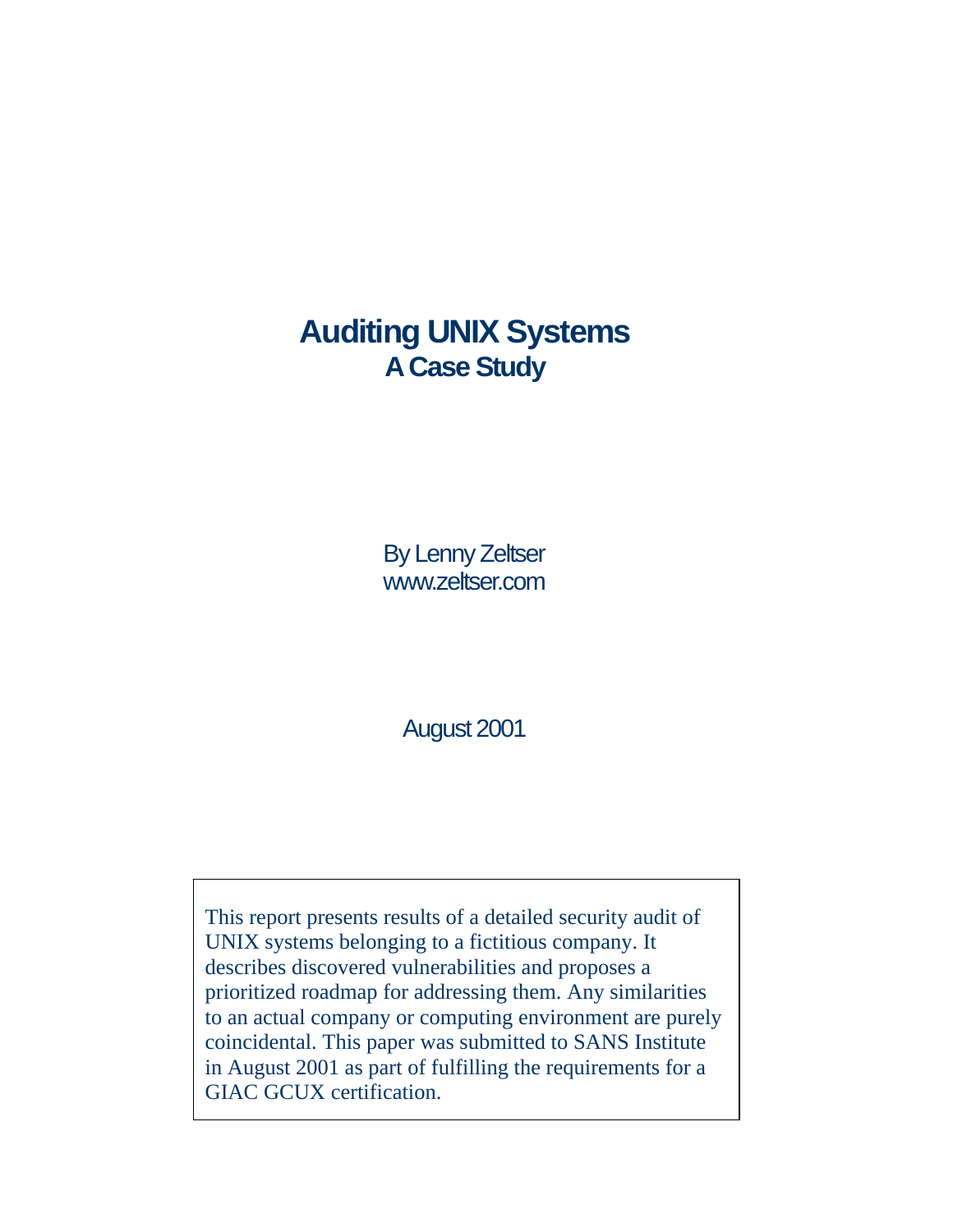# Auditing UNIX Systems

## A Case Study

By Lenny Zeltser
www.zeltser.com

August 2001

This report presents results of a detailed security audit of UNIX systems belonging to a fictitious company. It describes discovered vulnerabilities and proposes a prioritized roadmap for addressing them. Any similarities to an actual company or computing environment are purely coincidental. This paper was submitted to SANS Institute in August 2001 as part of fulfilling the requirements for a GIAC GCUX certification.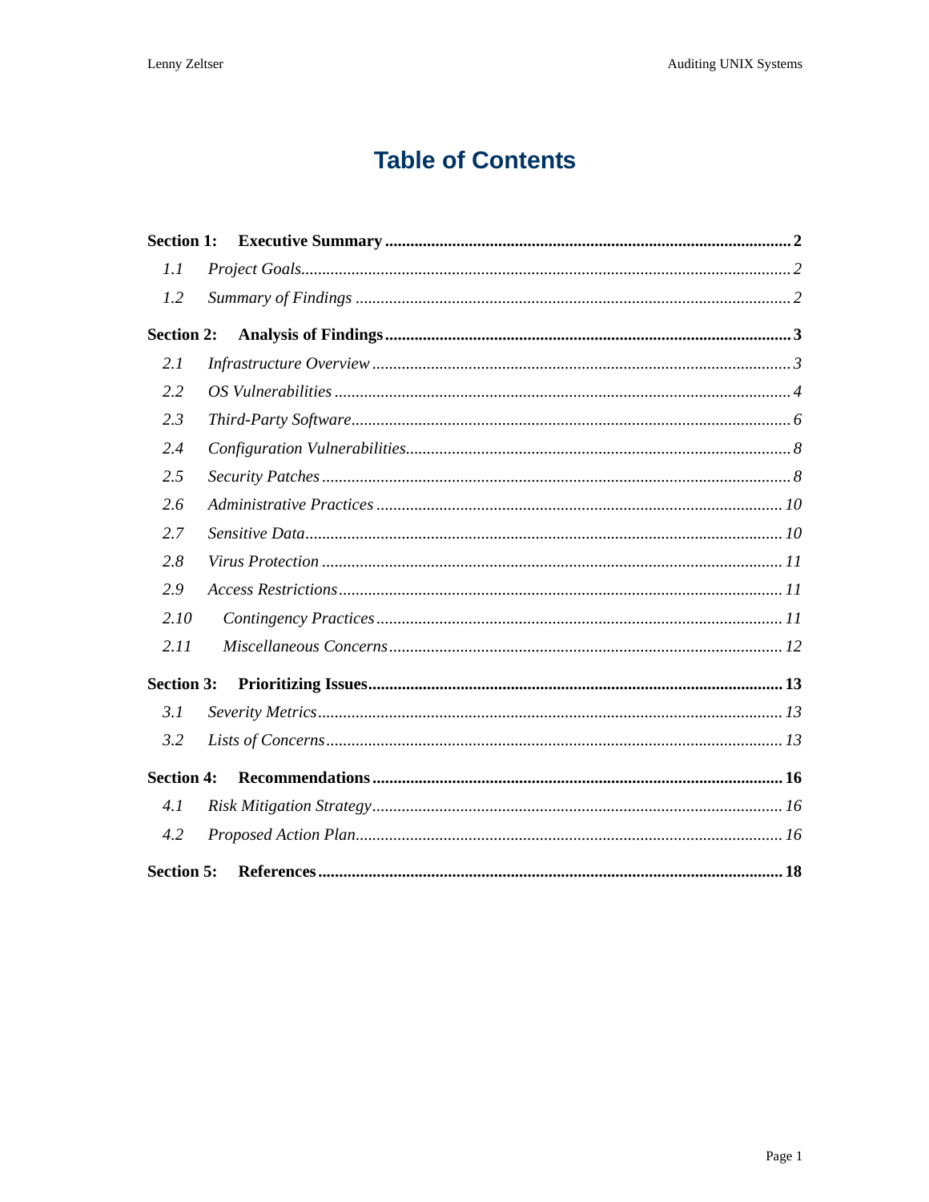# Table of Contents

**Section 1: Executive Summary .......... 2**

- *1.1 Project Goals .......... 2*
- *1.2 Summary of Findings .......... 2*

**Section 2: Analysis of Findings .......... 3**

- *2.1 Infrastructure Overview .......... 3*
- *2.2 OS Vulnerabilities .......... 4*
- *2.3 Third-Party Software .......... 6*
- *2.4 Configuration Vulnerabilities .......... 8*
- *2.5 Security Patches .......... 8*
- *2.6 Administrative Practices .......... 10*
- *2.7 Sensitive Data .......... 10*
- *2.8 Virus Protection .......... 11*
- *2.9 Access Restrictions .......... 11*
- *2.10 Contingency Practices .......... 11*
- *2.11 Miscellaneous Concerns .......... 12*

**Section 3: Prioritizing Issues .......... 13**

- *3.1 Severity Metrics .......... 13*
- *3.2 Lists of Concerns .......... 13*

**Section 4: Recommendations .......... 16**

- *4.1 Risk Mitigation Strategy .......... 16*
- *4.2 Proposed Action Plan .......... 16*

**Section 5: References .......... 18**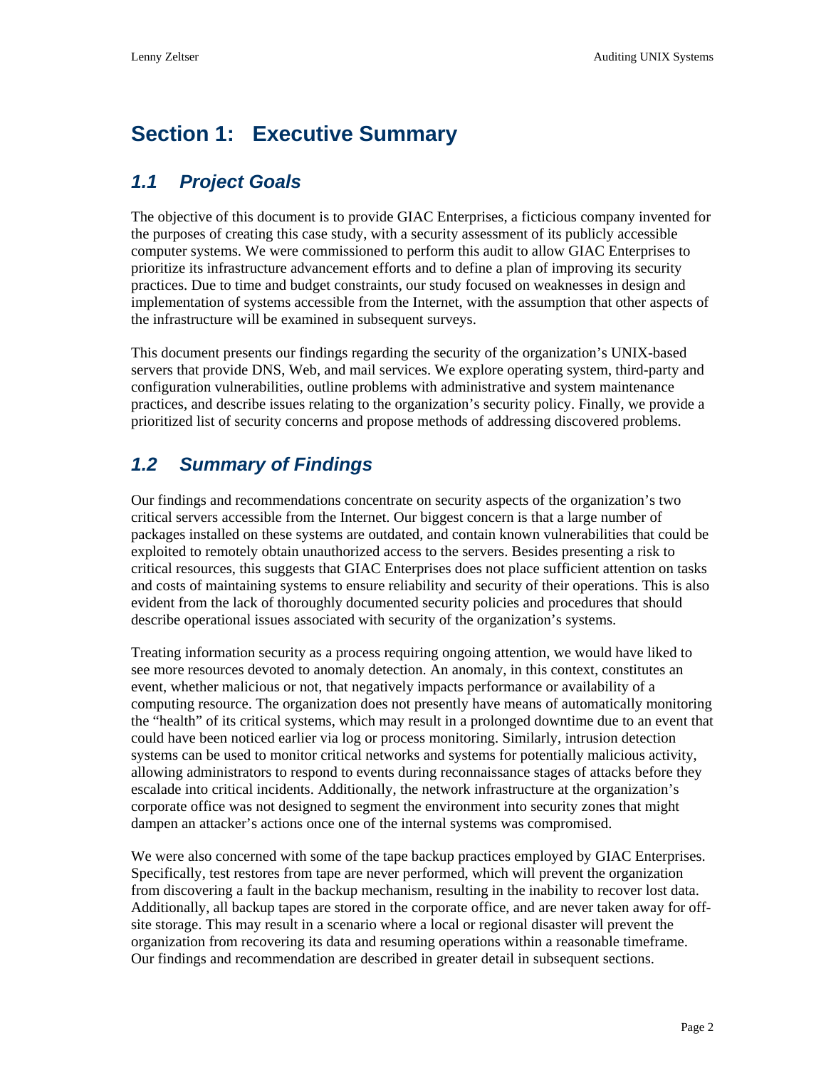# Section 1: Executive Summary

## 1.1 Project Goals

The objective of this document is to provide GIAC Enterprises, a ficticious company invented for the purposes of creating this case study, with a security assessment of its publicly accessible computer systems. We were commissioned to perform this audit to allow GIAC Enterprises to prioritize its infrastructure advancement efforts and to define a plan of improving its security practices. Due to time and budget constraints, our study focused on weaknesses in design and implementation of systems accessible from the Internet, with the assumption that other aspects of the infrastructure will be examined in subsequent surveys.

This document presents our findings regarding the security of the organization's UNIX-based servers that provide DNS, Web, and mail services. We explore operating system, third-party and configuration vulnerabilities, outline problems with administrative and system maintenance practices, and describe issues relating to the organization's security policy. Finally, we provide a prioritized list of security concerns and propose methods of addressing discovered problems.

## 1.2 Summary of Findings

Our findings and recommendations concentrate on security aspects of the organization's two critical servers accessible from the Internet. Our biggest concern is that a large number of packages installed on these systems are outdated, and contain known vulnerabilities that could be exploited to remotely obtain unauthorized access to the servers. Besides presenting a risk to critical resources, this suggests that GIAC Enterprises does not place sufficient attention on tasks and costs of maintaining systems to ensure reliability and security of their operations. This is also evident from the lack of thoroughly documented security policies and procedures that should describe operational issues associated with security of the organization's systems.

Treating information security as a process requiring ongoing attention, we would have liked to see more resources devoted to anomaly detection. An anomaly, in this context, constitutes an event, whether malicious or not, that negatively impacts performance or availability of a computing resource. The organization does not presently have means of automatically monitoring the "health" of its critical systems, which may result in a prolonged downtime due to an event that could have been noticed earlier via log or process monitoring. Similarly, intrusion detection systems can be used to monitor critical networks and systems for potentially malicious activity, allowing administrators to respond to events during reconnaissance stages of attacks before they escalade into critical incidents. Additionally, the network infrastructure at the organization's corporate office was not designed to segment the environment into security zones that might dampen an attacker's actions once one of the internal systems was compromised.

We were also concerned with some of the tape backup practices employed by GIAC Enterprises. Specifically, test restores from tape are never performed, which will prevent the organization from discovering a fault in the backup mechanism, resulting in the inability to recover lost data. Additionally, all backup tapes are stored in the corporate office, and are never taken away for off-site storage. This may result in a scenario where a local or regional disaster will prevent the organization from recovering its data and resuming operations within a reasonable timeframe. Our findings and recommendation are described in greater detail in subsequent sections.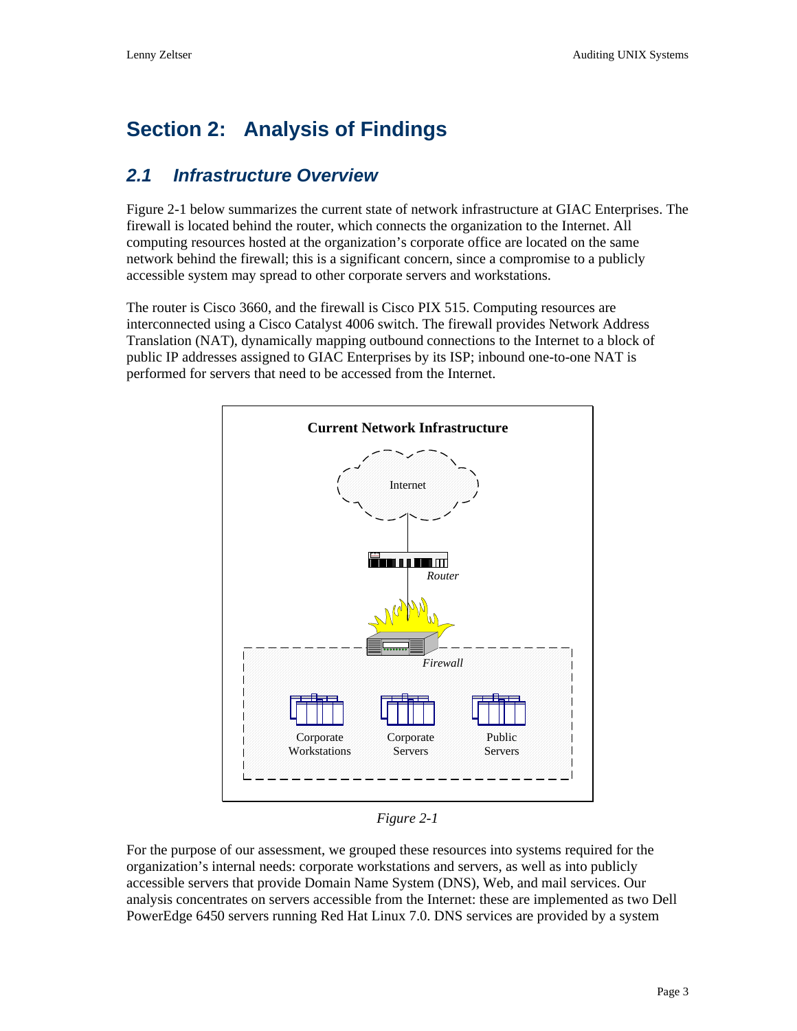# Section 2: Analysis of Findings

## 2.1 Infrastructure Overview

Figure 2-1 below summarizes the current state of network infrastructure at GIAC Enterprises. The firewall is located behind the router, which connects the organization to the Internet. All computing resources hosted at the organization's corporate office are located on the same network behind the firewall; this is a significant concern, since a compromise to a publicly accessible system may spread to other corporate servers and workstations.

The router is Cisco 3660, and the firewall is Cisco PIX 515. Computing resources are interconnected using a Cisco Catalyst 4006 switch. The firewall provides Network Address Translation (NAT), dynamically mapping outbound connections to the Internet to a block of public IP addresses assigned to GIAC Enterprises by its ISP; inbound one-to-one NAT is performed for servers that need to be accessed from the Internet.

*Figure 2-1*

For the purpose of our assessment, we grouped these resources into systems required for the organization's internal needs: corporate workstations and servers, as well as into publicly accessible servers that provide Domain Name System (DNS), Web, and mail services. Our analysis concentrates on servers accessible from the Internet: these are implemented as two Dell PowerEdge 6450 servers running Red Hat Linux 7.0. DNS services are provided by a system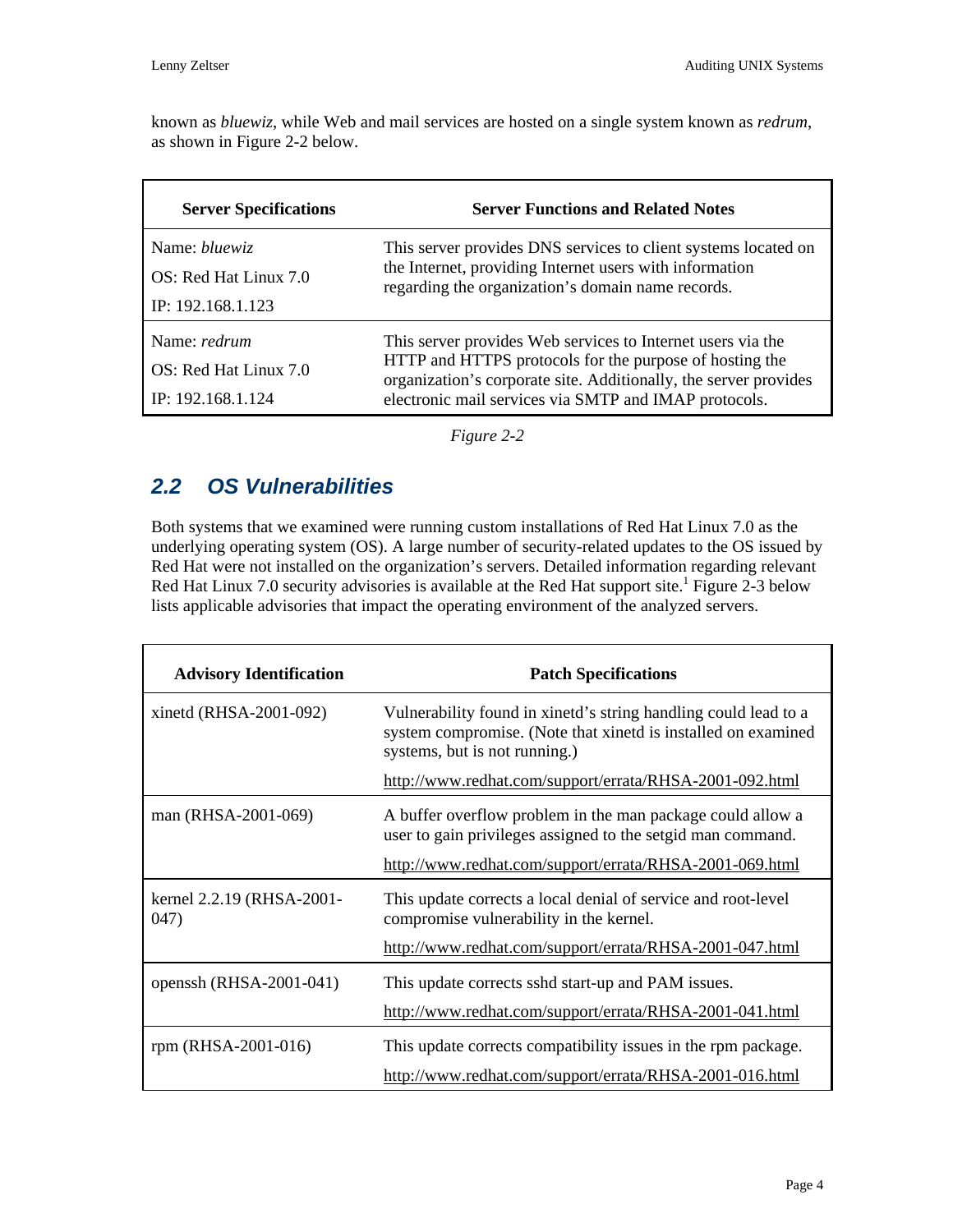known as *bluewiz*, while Web and mail services are hosted on a single system known as *redrum*, as shown in Figure 2-2 below.

| Server Specifications | Server Functions and Related Notes |
|---|---|
| Name: *bluewiz*<br>OS: Red Hat Linux 7.0<br>IP: 192.168.1.123 | This server provides DNS services to client systems located on the Internet, providing Internet users with information regarding the organization's domain name records. |
| Name: *redrum*<br>OS: Red Hat Linux 7.0<br>IP: 192.168.1.124 | This server provides Web services to Internet users via the HTTP and HTTPS protocols for the purpose of hosting the organization's corporate site. Additionally, the server provides electronic mail services via SMTP and IMAP protocols. |

*Figure 2-2*

## 2.2 OS Vulnerabilities

Both systems that we examined were running custom installations of Red Hat Linux 7.0 as the underlying operating system (OS). A large number of security-related updates to the OS issued by Red Hat were not installed on the organization's servers. Detailed information regarding relevant Red Hat Linux 7.0 security advisories is available at the Red Hat support site.[1] Figure 2-3 below lists applicable advisories that impact the operating environment of the analyzed servers.

| Advisory Identification | Patch Specifications |
|---|---|
| xinetd (RHSA-2001-092) | Vulnerability found in xinetd's string handling could lead to a system compromise. (Note that xinetd is installed on examined systems, but is not running.)<br>http://www.redhat.com/support/errata/RHSA-2001-092.html |
| man (RHSA-2001-069) | A buffer overflow problem in the man package could allow a user to gain privileges assigned to the setgid man command.<br>http://www.redhat.com/support/errata/RHSA-2001-069.html |
| kernel 2.2.19 (RHSA-2001-047) | This update corrects a local denial of service and root-level compromise vulnerability in the kernel.<br>http://www.redhat.com/support/errata/RHSA-2001-047.html |
| openssh (RHSA-2001-041) | This update corrects sshd start-up and PAM issues.<br>http://www.redhat.com/support/errata/RHSA-2001-041.html |
| rpm (RHSA-2001-016) | This update corrects compatibility issues in the rpm package.<br>http://www.redhat.com/support/errata/RHSA-2001-016.html |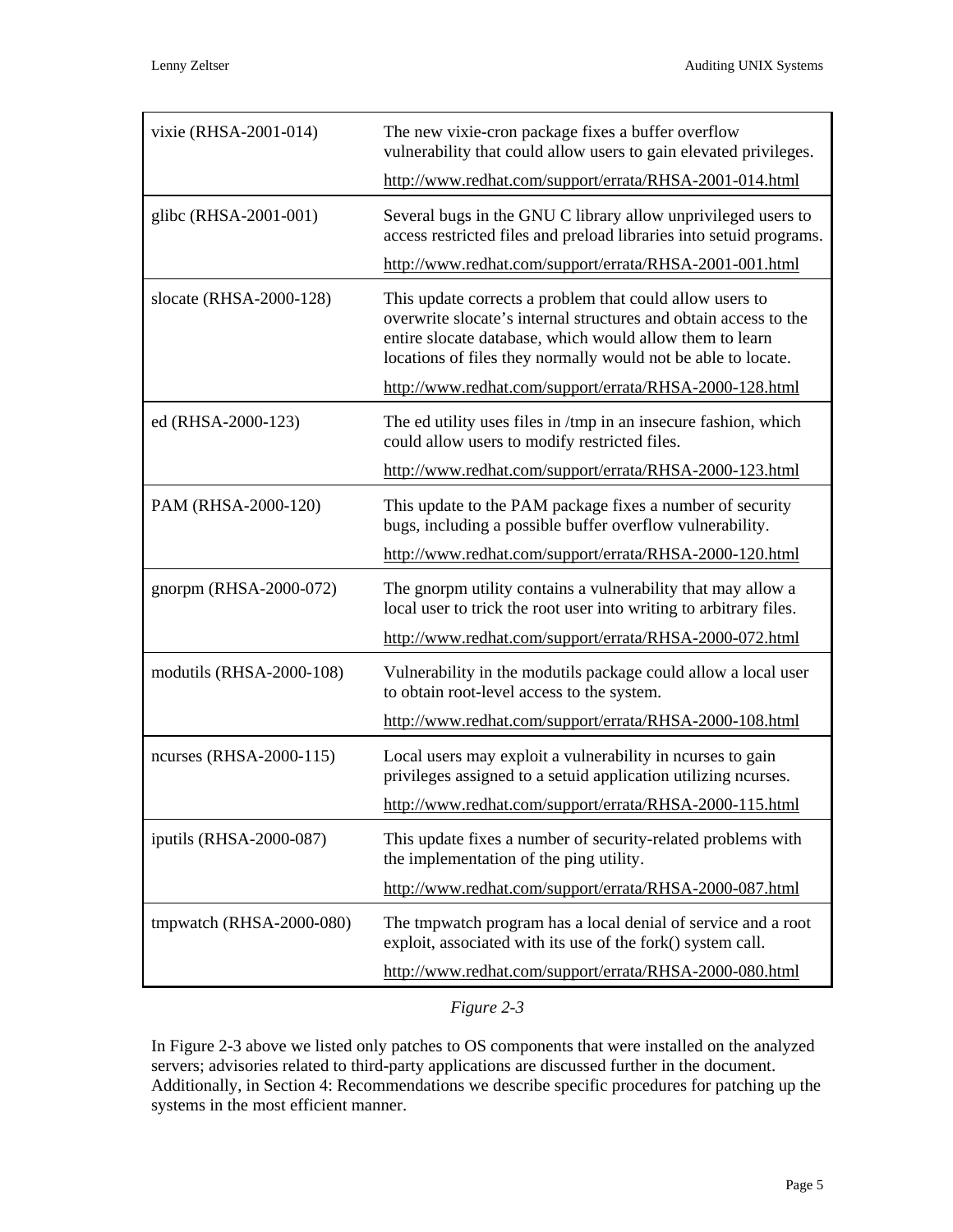| | |
|---|---|
| vixie (RHSA-2001-014) | The new vixie-cron package fixes a buffer overflow vulnerability that could allow users to gain elevated privileges.<br>http://www.redhat.com/support/errata/RHSA-2001-014.html |
| glibc (RHSA-2001-001) | Several bugs in the GNU C library allow unprivileged users to access restricted files and preload libraries into setuid programs.<br>http://www.redhat.com/support/errata/RHSA-2001-001.html |
| slocate (RHSA-2000-128) | This update corrects a problem that could allow users to overwrite slocate's internal structures and obtain access to the entire slocate database, which would allow them to learn locations of files they normally would not be able to locate.<br>http://www.redhat.com/support/errata/RHSA-2000-128.html |
| ed (RHSA-2000-123) | The ed utility uses files in /tmp in an insecure fashion, which could allow users to modify restricted files.<br>http://www.redhat.com/support/errata/RHSA-2000-123.html |
| PAM (RHSA-2000-120) | This update to the PAM package fixes a number of security bugs, including a possible buffer overflow vulnerability.<br>http://www.redhat.com/support/errata/RHSA-2000-120.html |
| gnorpm (RHSA-2000-072) | The gnorpm utility contains a vulnerability that may allow a local user to trick the root user into writing to arbitrary files.<br>http://www.redhat.com/support/errata/RHSA-2000-072.html |
| modutils (RHSA-2000-108) | Vulnerability in the modutils package could allow a local user to obtain root-level access to the system.<br>http://www.redhat.com/support/errata/RHSA-2000-108.html |
| ncurses (RHSA-2000-115) | Local users may exploit a vulnerability in ncurses to gain privileges assigned to a setuid application utilizing ncurses.<br>http://www.redhat.com/support/errata/RHSA-2000-115.html |
| iputils (RHSA-2000-087) | This update fixes a number of security-related problems with the implementation of the ping utility.<br>http://www.redhat.com/support/errata/RHSA-2000-087.html |
| tmpwatch (RHSA-2000-080) | The tmpwatch program has a local denial of service and a root exploit, associated with its use of the fork() system call.<br>http://www.redhat.com/support/errata/RHSA-2000-080.html |

*Figure 2-3*

In Figure 2-3 above we listed only patches to OS components that were installed on the analyzed servers; advisories related to third-party applications are discussed further in the document. Additionally, in Section 4: Recommendations we describe specific procedures for patching up the systems in the most efficient manner.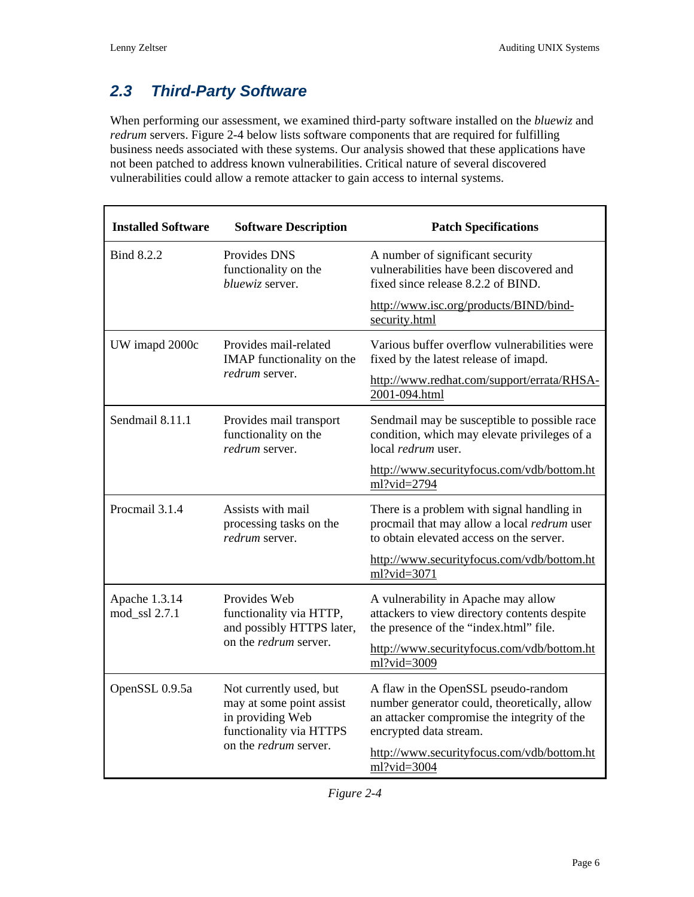## 2.3 Third-Party Software

When performing our assessment, we examined third-party software installed on the *bluewiz* and *redrum* servers. Figure 2-4 below lists software components that are required for fulfilling business needs associated with these systems. Our analysis showed that these applications have not been patched to address known vulnerabilities. Critical nature of several discovered vulnerabilities could allow a remote attacker to gain access to internal systems.

| Installed Software | Software Description | Patch Specifications |
|---|---|---|
| Bind 8.2.2 | Provides DNS functionality on the *bluewiz* server. | A number of significant security vulnerabilities have been discovered and fixed since release 8.2.2 of BIND.<br><br>http://www.isc.org/products/BIND/bind-security.html |
| UW imapd 2000c | Provides mail-related IMAP functionality on the *redrum* server. | Various buffer overflow vulnerabilities were fixed by the latest release of imapd.<br><br>http://www.redhat.com/support/errata/RHSA-2001-094.html |
| Sendmail 8.11.1 | Provides mail transport functionality on the *redrum* server. | Sendmail may be susceptible to possible race condition, which may elevate privileges of a local *redrum* user.<br><br>http://www.securityfocus.com/vdb/bottom.html?vid=2794 |
| Procmail 3.1.4 | Assists with mail processing tasks on the *redrum* server. | There is a problem with signal handling in procmail that may allow a local *redrum* user to obtain elevated access on the server.<br><br>http://www.securityfocus.com/vdb/bottom.html?vid=3071 |
| Apache 1.3.14<br>mod_ssl 2.7.1 | Provides Web functionality via HTTP, and possibly HTTPS later, on the *redrum* server. | A vulnerability in Apache may allow attackers to view directory contents despite the presence of the "index.html" file.<br><br>http://www.securityfocus.com/vdb/bottom.html?vid=3009 |
| OpenSSL 0.9.5a | Not currently used, but may at some point assist in providing Web functionality via HTTPS on the *redrum* server. | A flaw in the OpenSSL pseudo-random number generator could, theoretically, allow an attacker compromise the integrity of the encrypted data stream.<br><br>http://www.securityfocus.com/vdb/bottom.html?vid=3004 |

*Figure 2-4*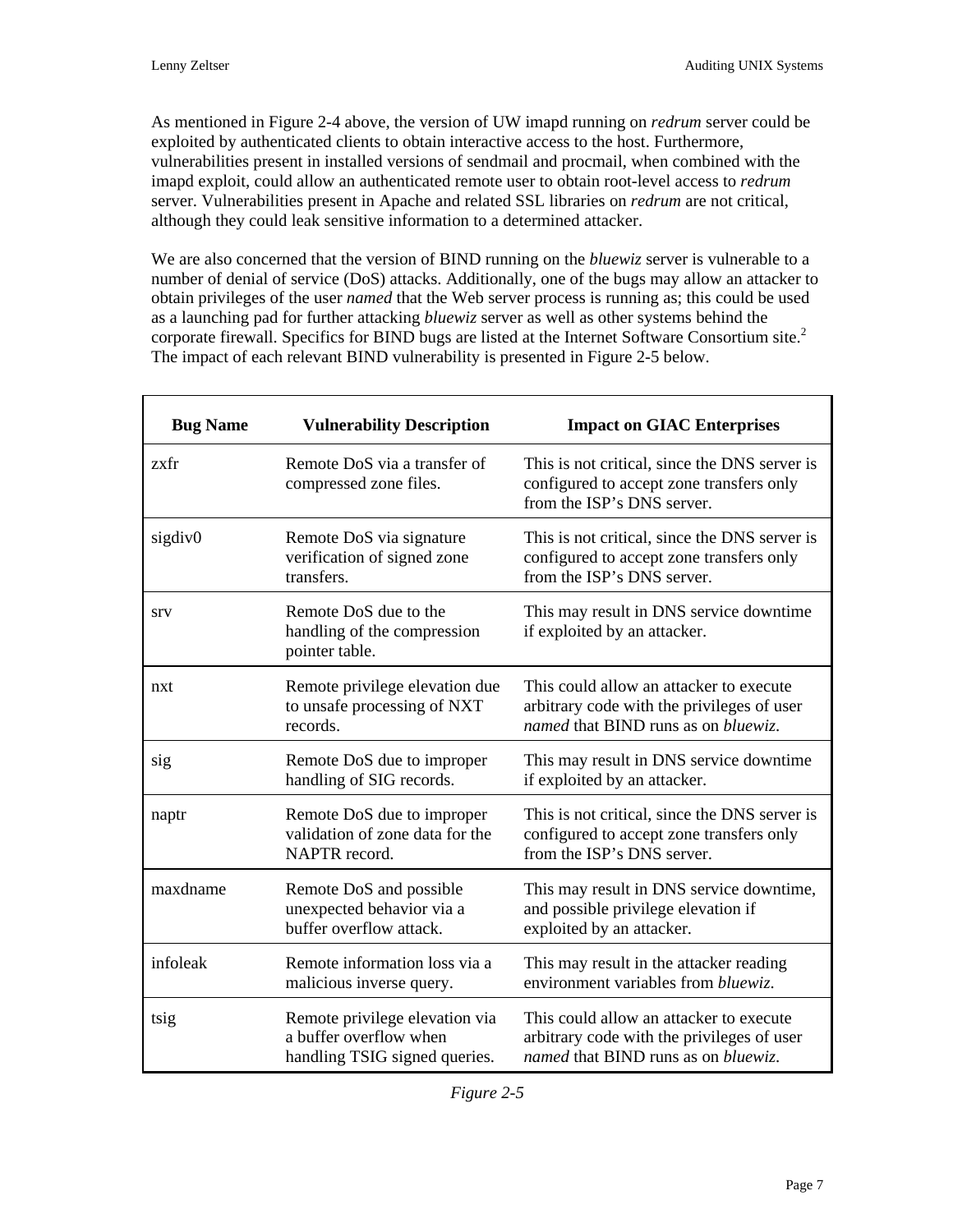As mentioned in Figure 2-4 above, the version of UW imapd running on *redrum* server could be exploited by authenticated clients to obtain interactive access to the host. Furthermore, vulnerabilities present in installed versions of sendmail and procmail, when combined with the imapd exploit, could allow an authenticated remote user to obtain root-level access to *redrum* server. Vulnerabilities present in Apache and related SSL libraries on *redrum* are not critical, although they could leak sensitive information to a determined attacker.

We are also concerned that the version of BIND running on the *bluewiz* server is vulnerable to a number of denial of service (DoS) attacks. Additionally, one of the bugs may allow an attacker to obtain privileges of the user *named* that the Web server process is running as; this could be used as a launching pad for further attacking *bluewiz* server as well as other systems behind the corporate firewall. Specifics for BIND bugs are listed at the Internet Software Consortium site.[2] The impact of each relevant BIND vulnerability is presented in Figure 2-5 below.

| Bug Name | Vulnerability Description | Impact on GIAC Enterprises |
| --- | --- | --- |
| zxfr | Remote DoS via a transfer of compressed zone files. | This is not critical, since the DNS server is configured to accept zone transfers only from the ISP's DNS server. |
| sigdiv0 | Remote DoS via signature verification of signed zone transfers. | This is not critical, since the DNS server is configured to accept zone transfers only from the ISP's DNS server. |
| srv | Remote DoS due to the handling of the compression pointer table. | This may result in DNS service downtime if exploited by an attacker. |
| nxt | Remote privilege elevation due to unsafe processing of NXT records. | This could allow an attacker to execute arbitrary code with the privileges of user *named* that BIND runs as on *bluewiz*. |
| sig | Remote DoS due to improper handling of SIG records. | This may result in DNS service downtime if exploited by an attacker. |
| naptr | Remote DoS due to improper validation of zone data for the NAPTR record. | This is not critical, since the DNS server is configured to accept zone transfers only from the ISP's DNS server. |
| maxdname | Remote DoS and possible unexpected behavior via a buffer overflow attack. | This may result in DNS service downtime, and possible privilege elevation if exploited by an attacker. |
| infoleak | Remote information loss via a malicious inverse query. | This may result in the attacker reading environment variables from *bluewiz*. |
| tsig | Remote privilege elevation via a buffer overflow when handling TSIG signed queries. | This could allow an attacker to execute arbitrary code with the privileges of user *named* that BIND runs as on *bluewiz*. |

*Figure 2-5*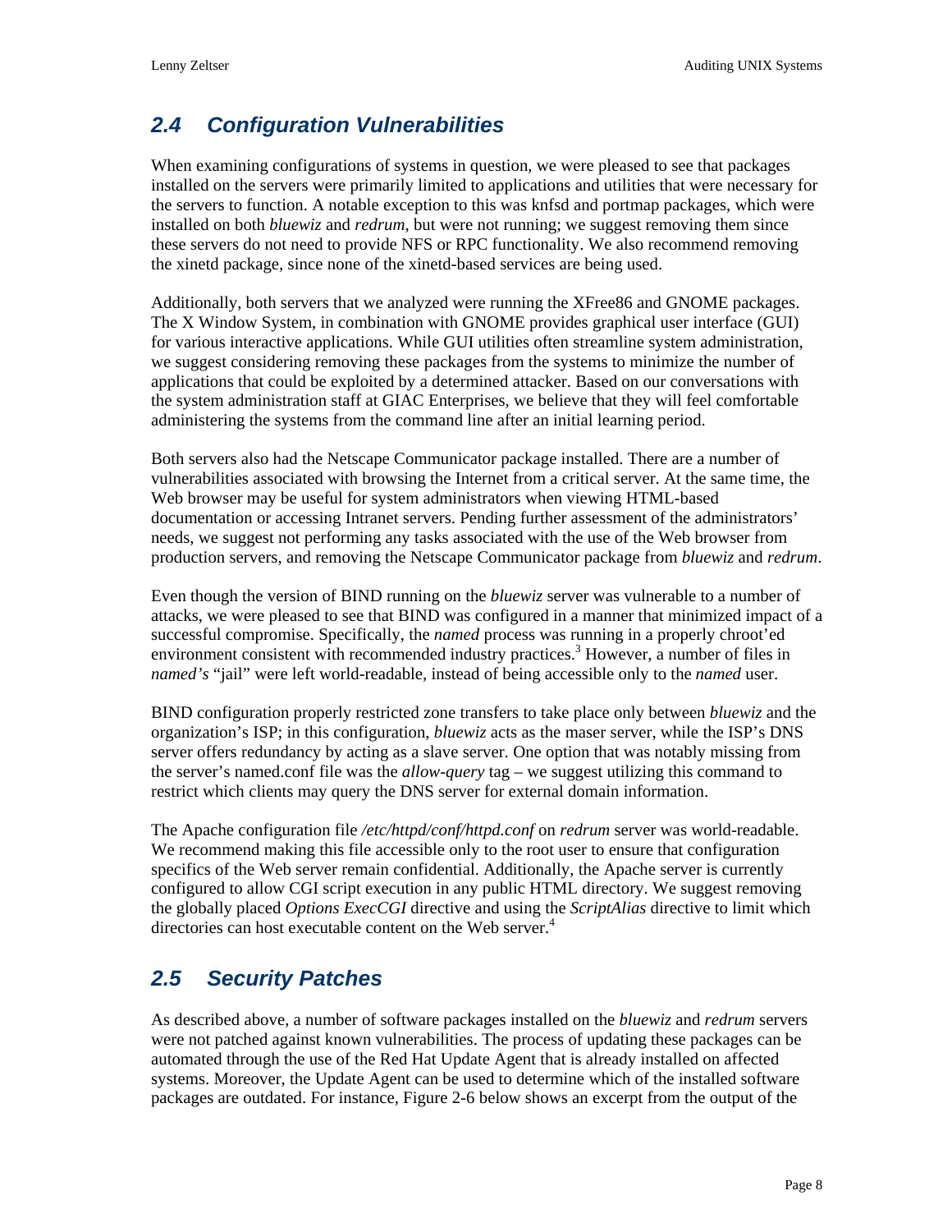## 2.4 Configuration Vulnerabilities

When examining configurations of systems in question, we were pleased to see that packages installed on the servers were primarily limited to applications and utilities that were necessary for the servers to function. A notable exception to this was knfsd and portmap packages, which were installed on both *bluewiz* and *redrum*, but were not running; we suggest removing them since these servers do not need to provide NFS or RPC functionality. We also recommend removing the xinetd package, since none of the xinetd-based services are being used.

Additionally, both servers that we analyzed were running the XFree86 and GNOME packages. The X Window System, in combination with GNOME provides graphical user interface (GUI) for various interactive applications. While GUI utilities often streamline system administration, we suggest considering removing these packages from the systems to minimize the number of applications that could be exploited by a determined attacker. Based on our conversations with the system administration staff at GIAC Enterprises, we believe that they will feel comfortable administering the systems from the command line after an initial learning period.

Both servers also had the Netscape Communicator package installed. There are a number of vulnerabilities associated with browsing the Internet from a critical server. At the same time, the Web browser may be useful for system administrators when viewing HTML-based documentation or accessing Intranet servers. Pending further assessment of the administrators' needs, we suggest not performing any tasks associated with the use of the Web browser from production servers, and removing the Netscape Communicator package from *bluewiz* and *redrum*.

Even though the version of BIND running on the *bluewiz* server was vulnerable to a number of attacks, we were pleased to see that BIND was configured in a manner that minimized impact of a successful compromise. Specifically, the *named* process was running in a properly chroot'ed environment consistent with recommended industry practices.[3] However, a number of files in *named's* "jail" were left world-readable, instead of being accessible only to the *named* user.

BIND configuration properly restricted zone transfers to take place only between *bluewiz* and the organization's ISP; in this configuration, *bluewiz* acts as the maser server, while the ISP's DNS server offers redundancy by acting as a slave server. One option that was notably missing from the server's named.conf file was the *allow-query* tag – we suggest utilizing this command to restrict which clients may query the DNS server for external domain information.

The Apache configuration file */etc/httpd/conf/httpd.conf* on *redrum* server was world-readable. We recommend making this file accessible only to the root user to ensure that configuration specifics of the Web server remain confidential. Additionally, the Apache server is currently configured to allow CGI script execution in any public HTML directory. We suggest removing the globally placed *Options ExecCGI* directive and using the *ScriptAlias* directive to limit which directories can host executable content on the Web server.[4]

## 2.5 Security Patches

As described above, a number of software packages installed on the *bluewiz* and *redrum* servers were not patched against known vulnerabilities. The process of updating these packages can be automated through the use of the Red Hat Update Agent that is already installed on affected systems. Moreover, the Update Agent can be used to determine which of the installed software packages are outdated. For instance, Figure 2-6 below shows an excerpt from the output of the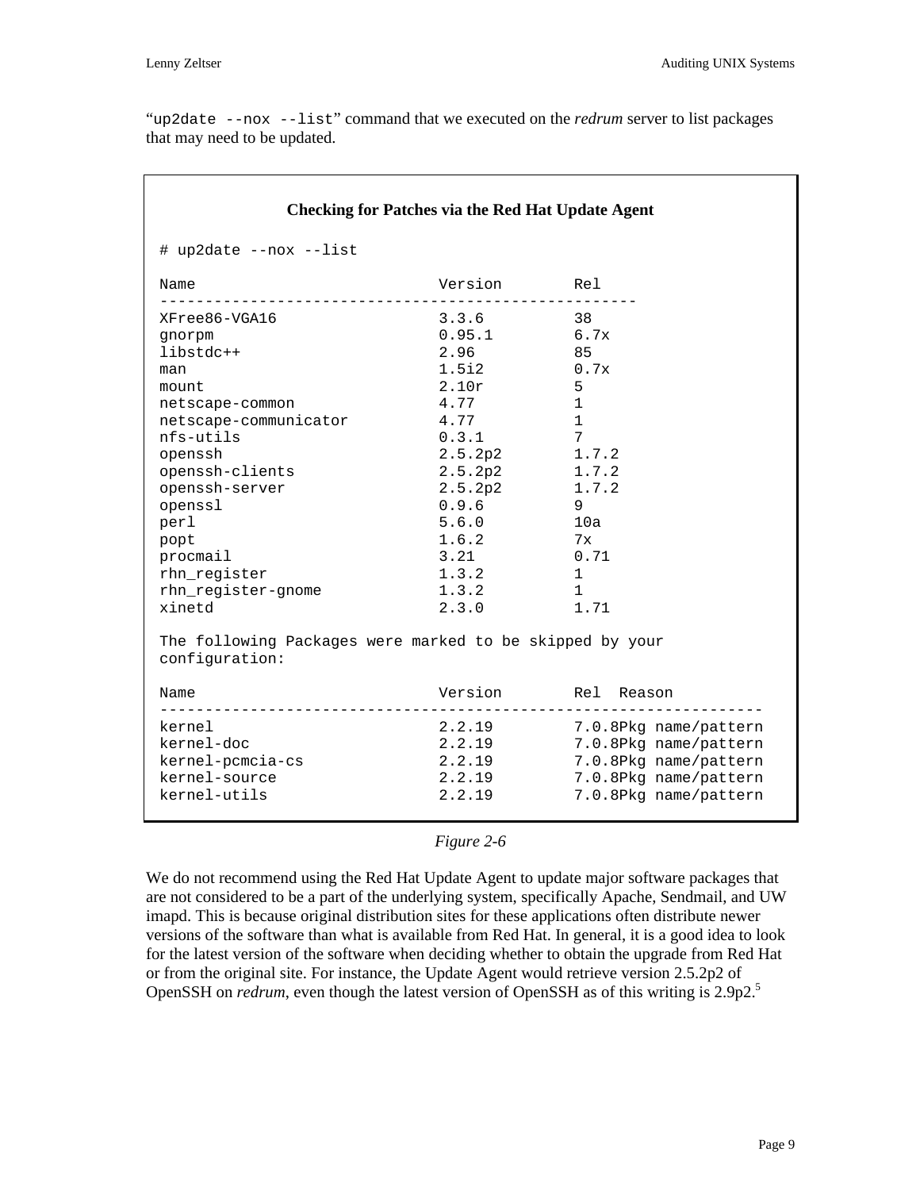"`up2date --nox --list`" command that we executed on the *redrum* server to list packages that may need to be updated.

**Checking for Patches via the Red Hat Update Agent**

```
# up2date --nox --list

Name                           Version        Rel
----------------------------------------------------
XFree86-VGA16                  3.3.6          38
gnorpm                         0.95.1         6.7x
libstdc++                      2.96           85
man                            1.5i2          0.7x
mount                          2.10r          5
netscape-common                4.77           1
netscape-communicator          4.77           1
nfs-utils                      0.3.1          7
openssh                        2.5.2p2        1.7.2
openssh-clients                2.5.2p2        1.7.2
openssh-server                 2.5.2p2        1.7.2
openssl                        0.9.6          9
perl                           5.6.0          10a
popt                           1.6.2          7x
procmail                       3.21           0.71
rhn_register                   1.3.2          1
rhn_register-gnome             1.3.2          1
xinetd                         2.3.0          1.71

The following Packages were marked to be skipped by your
configuration:

Name                           Version        Rel  Reason
------------------------------------------------------------------
kernel                         2.2.19         7.0.8Pkg name/pattern
kernel-doc                     2.2.19         7.0.8Pkg name/pattern
kernel-pcmcia-cs               2.2.19         7.0.8Pkg name/pattern
kernel-source                  2.2.19         7.0.8Pkg name/pattern
kernel-utils                   2.2.19         7.0.8Pkg name/pattern
```

*Figure 2-6*

We do not recommend using the Red Hat Update Agent to update major software packages that are not considered to be a part of the underlying system, specifically Apache, Sendmail, and UW imapd. This is because original distribution sites for these applications often distribute newer versions of the software than what is available from Red Hat. In general, it is a good idea to look for the latest version of the software when deciding whether to obtain the upgrade from Red Hat or from the original site. For instance, the Update Agent would retrieve version 2.5.2p2 of OpenSSH on *redrum*, even though the latest version of OpenSSH as of this writing is 2.9p2.[5]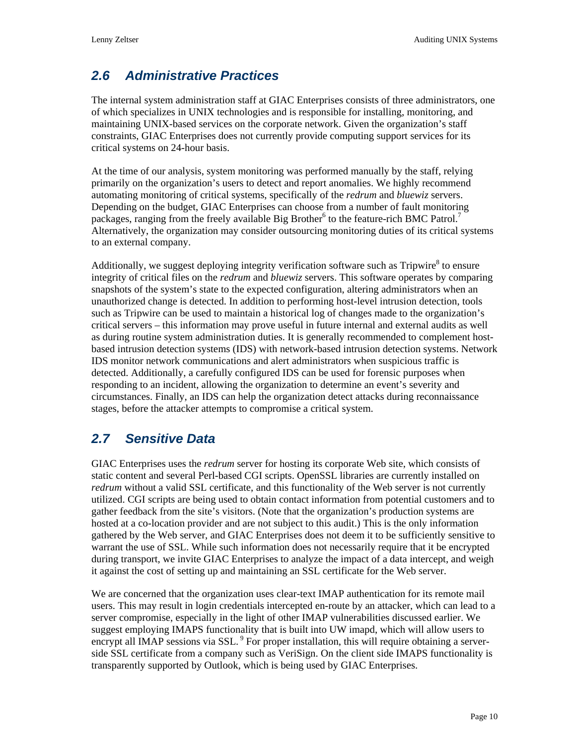## 2.6 Administrative Practices

The internal system administration staff at GIAC Enterprises consists of three administrators, one of which specializes in UNIX technologies and is responsible for installing, monitoring, and maintaining UNIX-based services on the corporate network. Given the organization's staff constraints, GIAC Enterprises does not currently provide computing support services for its critical systems on 24-hour basis.

At the time of our analysis, system monitoring was performed manually by the staff, relying primarily on the organization's users to detect and report anomalies. We highly recommend automating monitoring of critical systems, specifically of the *redrum* and *bluewiz* servers. Depending on the budget, GIAC Enterprises can choose from a number of fault monitoring packages, ranging from the freely available Big Brother[6] to the feature-rich BMC Patrol.[7] Alternatively, the organization may consider outsourcing monitoring duties of its critical systems to an external company.

Additionally, we suggest deploying integrity verification software such as Tripwire[8] to ensure integrity of critical files on the *redrum* and *bluewiz* servers. This software operates by comparing snapshots of the system's state to the expected configuration, altering administrators when an unauthorized change is detected. In addition to performing host-level intrusion detection, tools such as Tripwire can be used to maintain a historical log of changes made to the organization's critical servers – this information may prove useful in future internal and external audits as well as during routine system administration duties. It is generally recommended to complement host-based intrusion detection systems (IDS) with network-based intrusion detection systems. Network IDS monitor network communications and alert administrators when suspicious traffic is detected. Additionally, a carefully configured IDS can be used for forensic purposes when responding to an incident, allowing the organization to determine an event's severity and circumstances. Finally, an IDS can help the organization detect attacks during reconnaissance stages, before the attacker attempts to compromise a critical system.

## 2.7 Sensitive Data

GIAC Enterprises uses the *redrum* server for hosting its corporate Web site, which consists of static content and several Perl-based CGI scripts. OpenSSL libraries are currently installed on *redrum* without a valid SSL certificate, and this functionality of the Web server is not currently utilized. CGI scripts are being used to obtain contact information from potential customers and to gather feedback from the site's visitors. (Note that the organization's production systems are hosted at a co-location provider and are not subject to this audit.) This is the only information gathered by the Web server, and GIAC Enterprises does not deem it to be sufficiently sensitive to warrant the use of SSL. While such information does not necessarily require that it be encrypted during transport, we invite GIAC Enterprises to analyze the impact of a data intercept, and weigh it against the cost of setting up and maintaining an SSL certificate for the Web server.

We are concerned that the organization uses clear-text IMAP authentication for its remote mail users. This may result in login credentials intercepted en-route by an attacker, which can lead to a server compromise, especially in the light of other IMAP vulnerabilities discussed earlier. We suggest employing IMAPS functionality that is built into UW imapd, which will allow users to encrypt all IMAP sessions via SSL. [9] For proper installation, this will require obtaining a server-side SSL certificate from a company such as VeriSign. On the client side IMAPS functionality is transparently supported by Outlook, which is being used by GIAC Enterprises.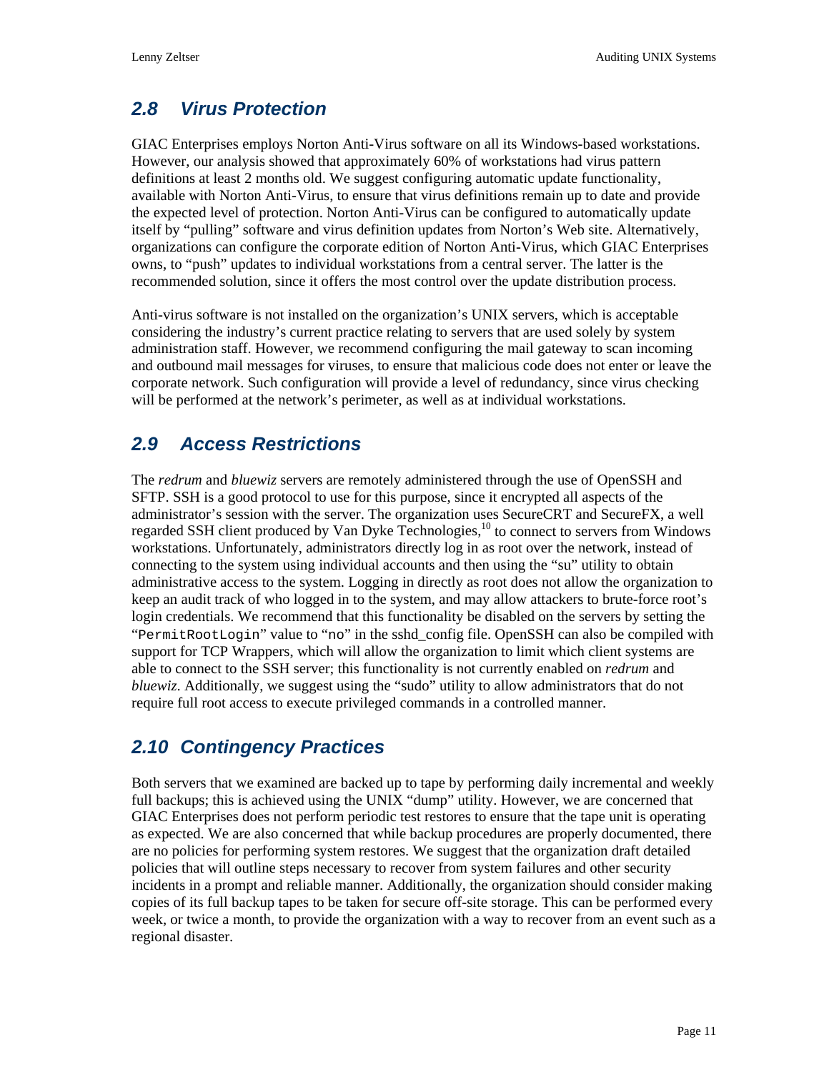## 2.8 Virus Protection

GIAC Enterprises employs Norton Anti-Virus software on all its Windows-based workstations. However, our analysis showed that approximately 60% of workstations had virus pattern definitions at least 2 months old. We suggest configuring automatic update functionality, available with Norton Anti-Virus, to ensure that virus definitions remain up to date and provide the expected level of protection. Norton Anti-Virus can be configured to automatically update itself by "pulling" software and virus definition updates from Norton's Web site. Alternatively, organizations can configure the corporate edition of Norton Anti-Virus, which GIAC Enterprises owns, to "push" updates to individual workstations from a central server. The latter is the recommended solution, since it offers the most control over the update distribution process.

Anti-virus software is not installed on the organization's UNIX servers, which is acceptable considering the industry's current practice relating to servers that are used solely by system administration staff. However, we recommend configuring the mail gateway to scan incoming and outbound mail messages for viruses, to ensure that malicious code does not enter or leave the corporate network. Such configuration will provide a level of redundancy, since virus checking will be performed at the network's perimeter, as well as at individual workstations.

## 2.9 Access Restrictions

The *redrum* and *bluewiz* servers are remotely administered through the use of OpenSSH and SFTP. SSH is a good protocol to use for this purpose, since it encrypted all aspects of the administrator's session with the server. The organization uses SecureCRT and SecureFX, a well regarded SSH client produced by Van Dyke Technologies,[10] to connect to servers from Windows workstations. Unfortunately, administrators directly log in as root over the network, instead of connecting to the system using individual accounts and then using the "su" utility to obtain administrative access to the system. Logging in directly as root does not allow the organization to keep an audit track of who logged in to the system, and may allow attackers to brute-force root's login credentials. We recommend that this functionality be disabled on the servers by setting the "`PermitRootLogin`" value to "`no`" in the sshd_config file. OpenSSH can also be compiled with support for TCP Wrappers, which will allow the organization to limit which client systems are able to connect to the SSH server; this functionality is not currently enabled on *redrum* and *bluewiz*. Additionally, we suggest using the "sudo" utility to allow administrators that do not require full root access to execute privileged commands in a controlled manner.

## 2.10 Contingency Practices

Both servers that we examined are backed up to tape by performing daily incremental and weekly full backups; this is achieved using the UNIX "dump" utility. However, we are concerned that GIAC Enterprises does not perform periodic test restores to ensure that the tape unit is operating as expected. We are also concerned that while backup procedures are properly documented, there are no policies for performing system restores. We suggest that the organization draft detailed policies that will outline steps necessary to recover from system failures and other security incidents in a prompt and reliable manner. Additionally, the organization should consider making copies of its full backup tapes to be taken for secure off-site storage. This can be performed every week, or twice a month, to provide the organization with a way to recover from an event such as a regional disaster.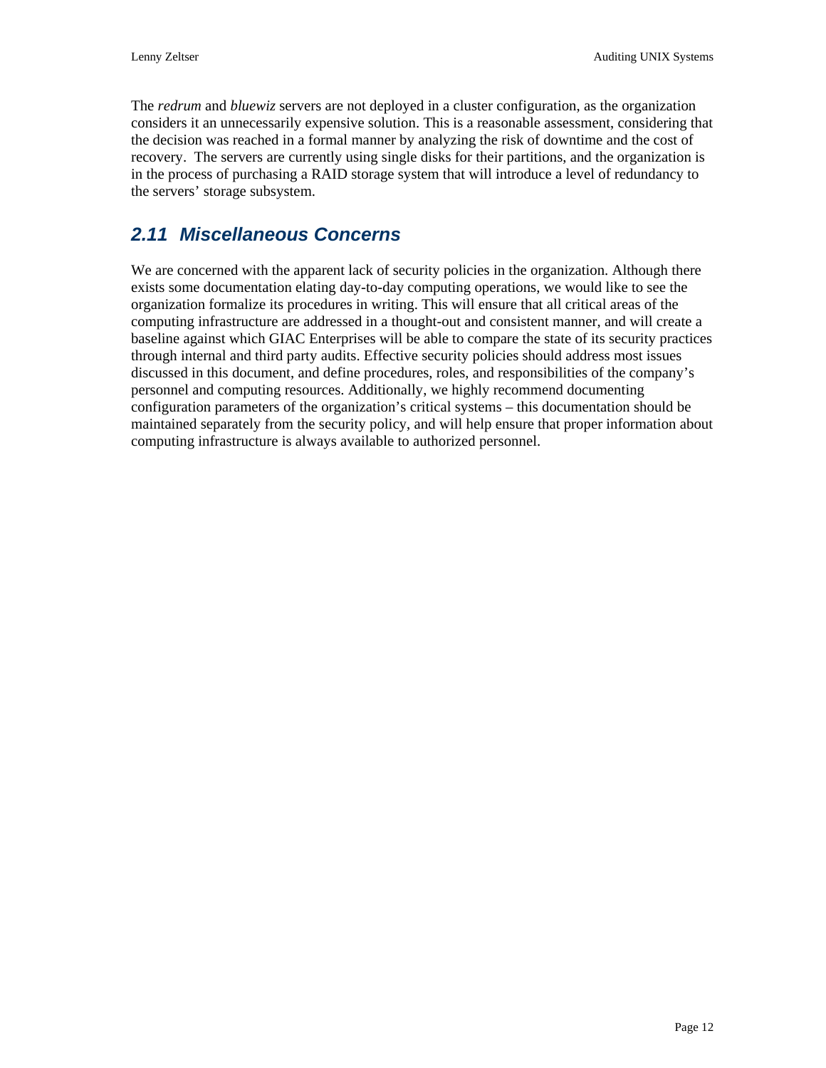The *redrum* and *bluewiz* servers are not deployed in a cluster configuration, as the organization considers it an unnecessarily expensive solution. This is a reasonable assessment, considering that the decision was reached in a formal manner by analyzing the risk of downtime and the cost of recovery. The servers are currently using single disks for their partitions, and the organization is in the process of purchasing a RAID storage system that will introduce a level of redundancy to the servers' storage subsystem.

## 2.11 Miscellaneous Concerns

We are concerned with the apparent lack of security policies in the organization. Although there exists some documentation elating day-to-day computing operations, we would like to see the organization formalize its procedures in writing. This will ensure that all critical areas of the computing infrastructure are addressed in a thought-out and consistent manner, and will create a baseline against which GIAC Enterprises will be able to compare the state of its security practices through internal and third party audits. Effective security policies should address most issues discussed in this document, and define procedures, roles, and responsibilities of the company's personnel and computing resources. Additionally, we highly recommend documenting configuration parameters of the organization's critical systems – this documentation should be maintained separately from the security policy, and will help ensure that proper information about computing infrastructure is always available to authorized personnel.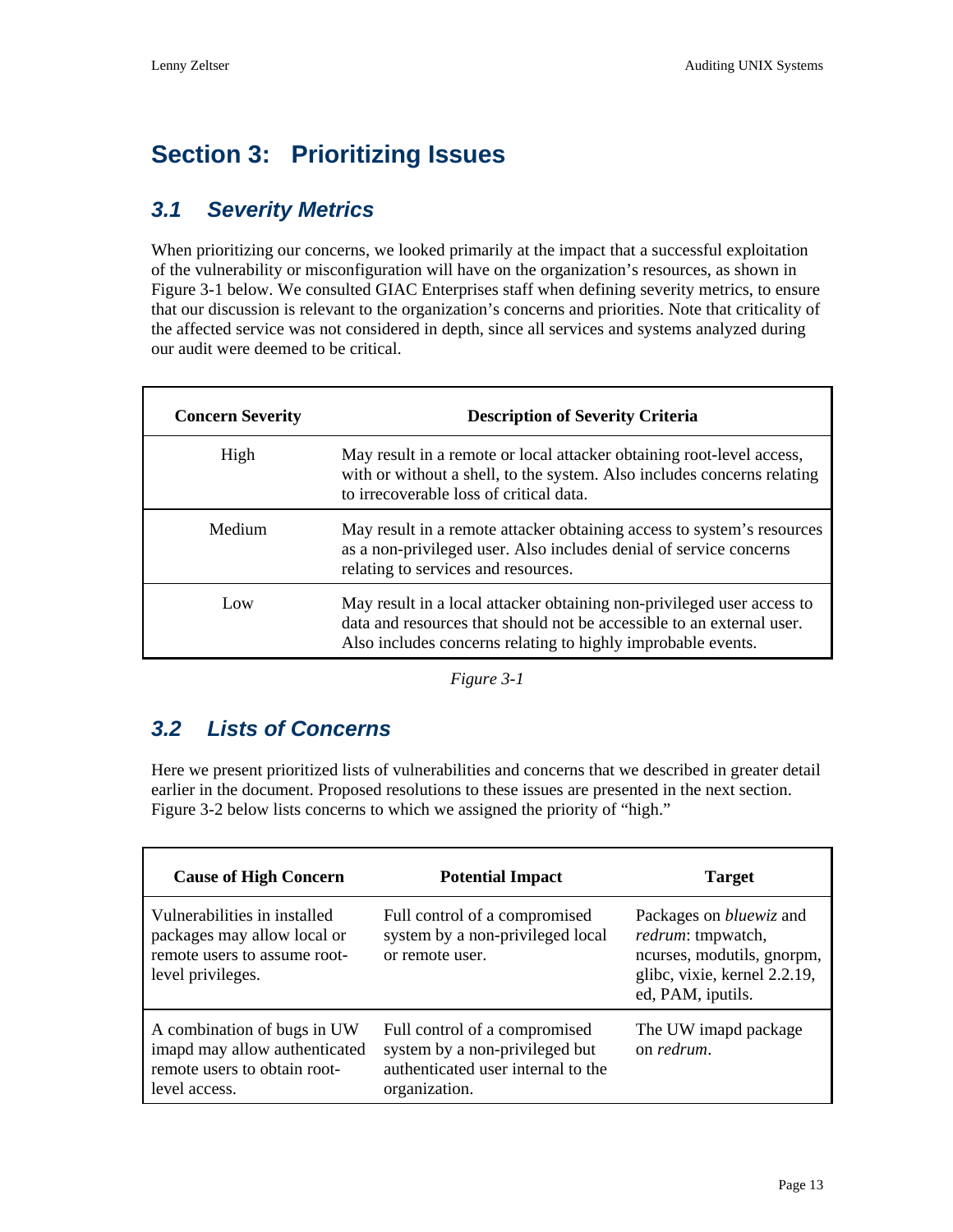# Section 3: Prioritizing Issues

## 3.1 Severity Metrics

When prioritizing our concerns, we looked primarily at the impact that a successful exploitation of the vulnerability or misconfiguration will have on the organization's resources, as shown in Figure 3-1 below. We consulted GIAC Enterprises staff when defining severity metrics, to ensure that our discussion is relevant to the organization's concerns and priorities. Note that criticality of the affected service was not considered in depth, since all services and systems analyzed during our audit were deemed to be critical.

| Concern Severity | Description of Severity Criteria |
|---|---|
| High | May result in a remote or local attacker obtaining root-level access, with or without a shell, to the system. Also includes concerns relating to irrecoverable loss of critical data. |
| Medium | May result in a remote attacker obtaining access to system's resources as a non-privileged user. Also includes denial of service concerns relating to services and resources. |
| Low | May result in a local attacker obtaining non-privileged user access to data and resources that should not be accessible to an external user. Also includes concerns relating to highly improbable events. |

*Figure 3-1*

## 3.2 Lists of Concerns

Here we present prioritized lists of vulnerabilities and concerns that we described in greater detail earlier in the document. Proposed resolutions to these issues are presented in the next section. Figure 3-2 below lists concerns to which we assigned the priority of "high."

| Cause of High Concern | Potential Impact | Target |
|---|---|---|
| Vulnerabilities in installed packages may allow local or remote users to assume root-level privileges. | Full control of a compromised system by a non-privileged local or remote user. | Packages on *bluewiz* and *redrum*: tmpwatch, ncurses, modutils, gnorpm, glibc, vixie, kernel 2.2.19, ed, PAM, iputils. |
| A combination of bugs in UW imapd may allow authenticated remote users to obtain root-level access. | Full control of a compromised system by a non-privileged but authenticated user internal to the organization. | The UW imapd package on *redrum*. |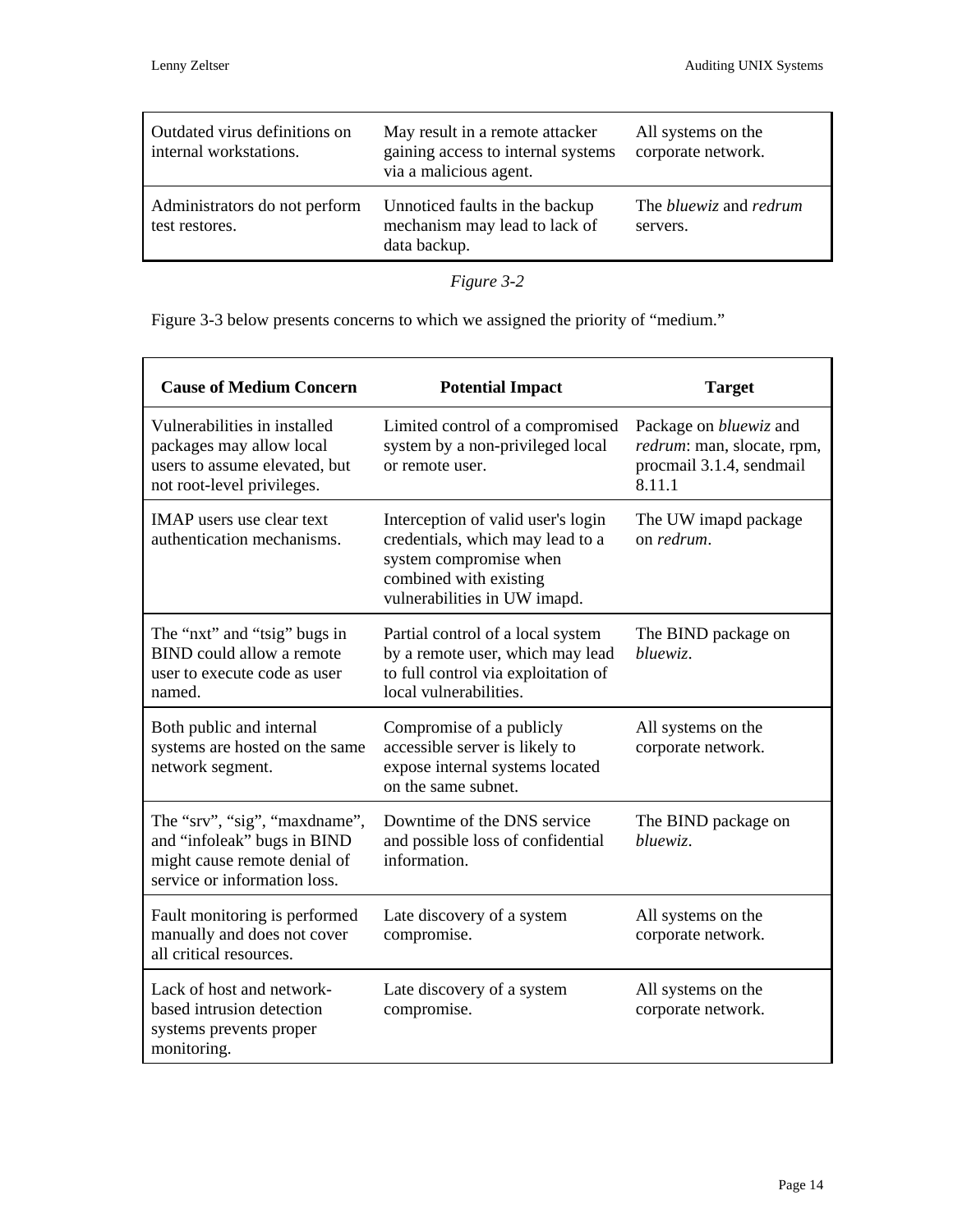| | | |
|---|---|---|
| Outdated virus definitions on internal workstations. | May result in a remote attacker gaining access to internal systems via a malicious agent. | All systems on the corporate network. |
| Administrators do not perform test restores. | Unnoticed faults in the backup mechanism may lead to lack of data backup. | The *bluewiz* and *redrum* servers. |

*Figure 3-2*

Figure 3-3 below presents concerns to which we assigned the priority of "medium."

| Cause of Medium Concern | Potential Impact | Target |
|---|---|---|
| Vulnerabilities in installed packages may allow local users to assume elevated, but not root-level privileges. | Limited control of a compromised system by a non-privileged local or remote user. | Package on *bluewiz* and *redrum*: man, slocate, rpm, procmail 3.1.4, sendmail 8.11.1 |
| IMAP users use clear text authentication mechanisms. | Interception of valid user's login credentials, which may lead to a system compromise when combined with existing vulnerabilities in UW imapd. | The UW imapd package on *redrum*. |
| The "nxt" and "tsig" bugs in BIND could allow a remote user to execute code as user named. | Partial control of a local system by a remote user, which may lead to full control via exploitation of local vulnerabilities. | The BIND package on *bluewiz*. |
| Both public and internal systems are hosted on the same network segment. | Compromise of a publicly accessible server is likely to expose internal systems located on the same subnet. | All systems on the corporate network. |
| The "srv", "sig", "maxdname", and "infoleak" bugs in BIND might cause remote denial of service or information loss. | Downtime of the DNS service and possible loss of confidential information. | The BIND package on *bluewiz*. |
| Fault monitoring is performed manually and does not cover all critical resources. | Late discovery of a system compromise. | All systems on the corporate network. |
| Lack of host and network-based intrusion detection systems prevents proper monitoring. | Late discovery of a system compromise. | All systems on the corporate network. |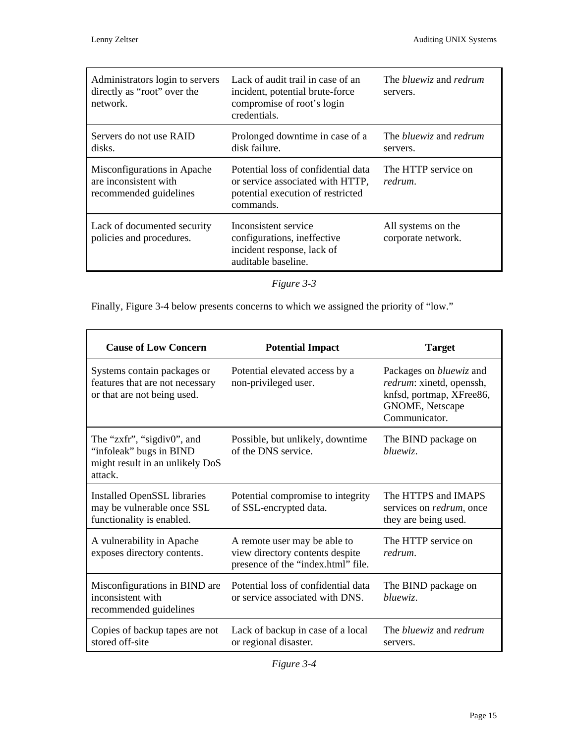| | | |
|---|---|---|
| Administrators login to servers directly as “root” over the network. | Lack of audit trail in case of an incident, potential brute-force compromise of root’s login credentials. | The *bluewiz* and *redrum* servers. |
| Servers do not use RAID disks. | Prolonged downtime in case of a disk failure. | The *bluewiz* and *redrum* servers. |
| Misconfigurations in Apache are inconsistent with recommended guidelines | Potential loss of confidential data or service associated with HTTP, potential execution of restricted commands. | The HTTP service on *redrum*. |
| Lack of documented security policies and procedures. | Inconsistent service configurations, ineffective incident response, lack of auditable baseline. | All systems on the corporate network. |

*Figure 3-3*

Finally, Figure 3-4 below presents concerns to which we assigned the priority of “low.”

| Cause of Low Concern | Potential Impact | Target |
|---|---|---|
| Systems contain packages or features that are not necessary or that are not being used. | Potential elevated access by a non-privileged user. | Packages on *bluewiz* and *redrum*: xinetd, openssh, knfsd, portmap, XFree86, GNOME, Netscape Communicator. |
| The “zxfr”, “sigdiv0”, and “infoleak” bugs in BIND might result in an unlikely DoS attack. | Possible, but unlikely, downtime of the DNS service. | The BIND package on *bluewiz*. |
| Installed OpenSSL libraries may be vulnerable once SSL functionality is enabled. | Potential compromise to integrity of SSL-encrypted data. | The HTTPS and IMAPS services on *redrum*, once they are being used. |
| A vulnerability in Apache exposes directory contents. | A remote user may be able to view directory contents despite presence of the “index.html” file. | The HTTP service on *redrum*. |
| Misconfigurations in BIND are inconsistent with recommended guidelines | Potential loss of confidential data or service associated with DNS. | The BIND package on *bluewiz*. |
| Copies of backup tapes are not stored off-site | Lack of backup in case of a local or regional disaster. | The *bluewiz* and *redrum* servers. |

*Figure 3-4*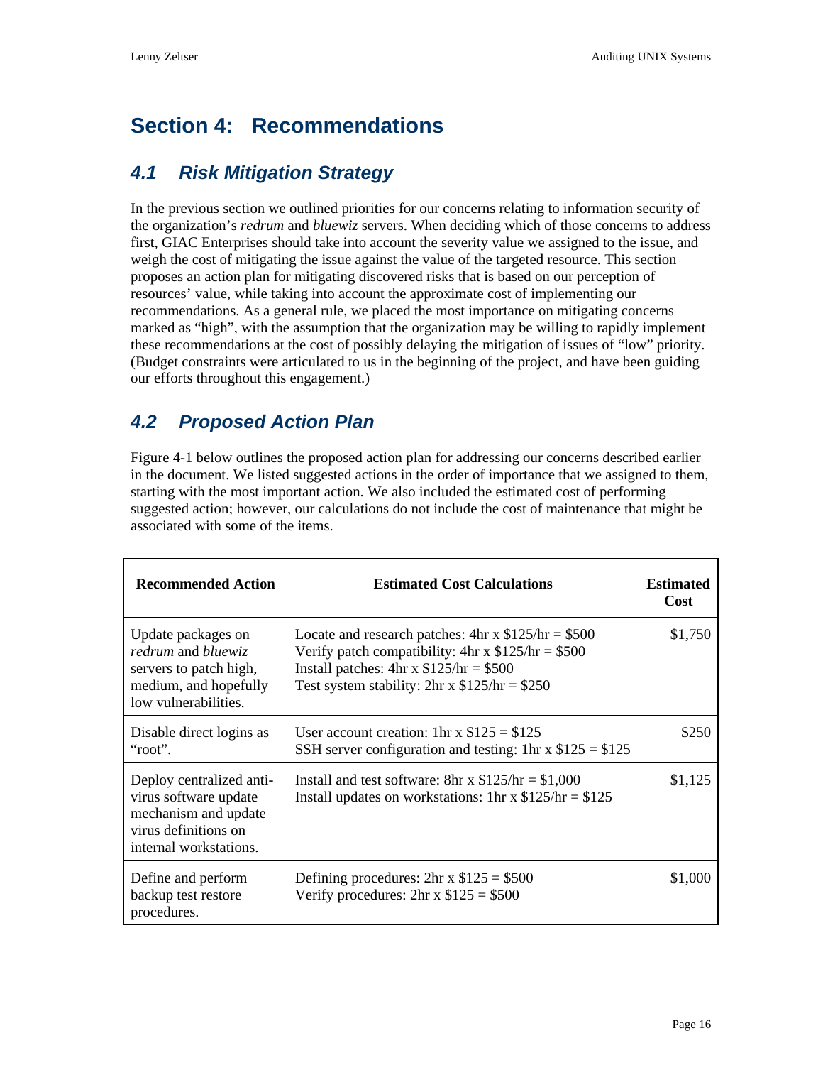# Section 4: Recommendations

## 4.1 Risk Mitigation Strategy

In the previous section we outlined priorities for our concerns relating to information security of the organization's *redrum* and *bluewiz* servers. When deciding which of those concerns to address first, GIAC Enterprises should take into account the severity value we assigned to the issue, and weigh the cost of mitigating the issue against the value of the targeted resource. This section proposes an action plan for mitigating discovered risks that is based on our perception of resources' value, while taking into account the approximate cost of implementing our recommendations. As a general rule, we placed the most importance on mitigating concerns marked as "high", with the assumption that the organization may be willing to rapidly implement these recommendations at the cost of possibly delaying the mitigation of issues of "low" priority. (Budget constraints were articulated to us in the beginning of the project, and have been guiding our efforts throughout this engagement.)

## 4.2 Proposed Action Plan

Figure 4-1 below outlines the proposed action plan for addressing our concerns described earlier in the document. We listed suggested actions in the order of importance that we assigned to them, starting with the most important action. We also included the estimated cost of performing suggested action; however, our calculations do not include the cost of maintenance that might be associated with some of the items.

| Recommended Action | Estimated Cost Calculations | Estimated Cost |
|---|---|---|
| Update packages on *redrum* and *bluewiz* servers to patch high, medium, and hopefully low vulnerabilities. | Locate and research patches: 4hr x $125/hr = $500<br>Verify patch compatibility: 4hr x $125/hr = $500<br>Install patches: 4hr x $125/hr = $500<br>Test system stability: 2hr x $125/hr = $250 | $1,750 |
| Disable direct logins as "root". | User account creation: 1hr x $125 = $125<br>SSH server configuration and testing: 1hr x $125 = $125 | $250 |
| Deploy centralized anti-virus software update mechanism and update virus definitions on internal workstations. | Install and test software: 8hr x $125/hr = $1,000<br>Install updates on workstations: 1hr x $125/hr = $125 | $1,125 |
| Define and perform backup test restore procedures. | Defining procedures: 2hr x $125 = $500<br>Verify procedures: 2hr x $125 = $500 | $1,000 |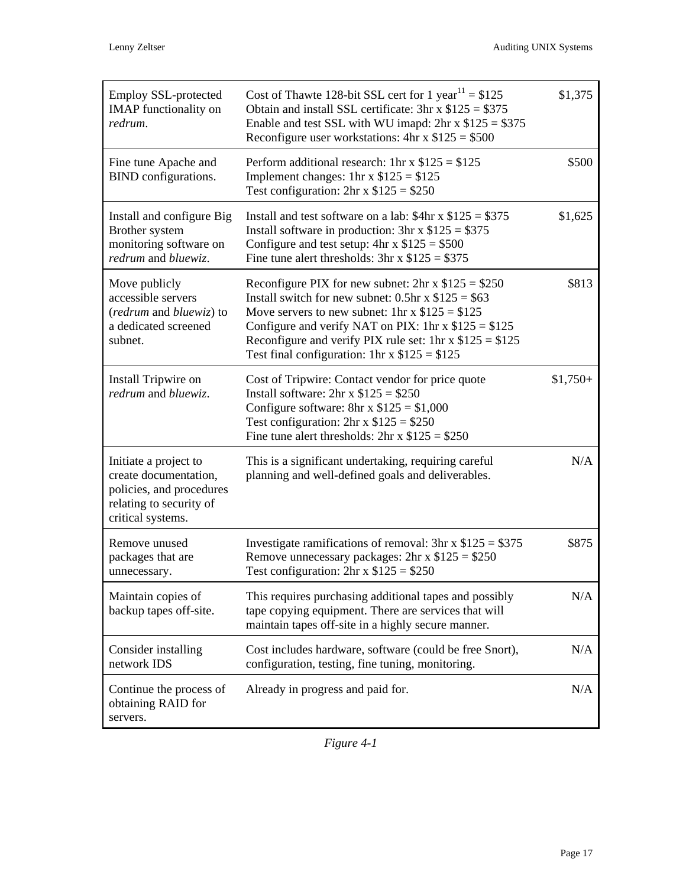| | | |
|---|---|---|
| Employ SSL-protected IMAP functionality on *redrum*. | Cost of Thawte 128-bit SSL cert for 1 year[11] = $125<br>Obtain and install SSL certificate: 3hr x $125 = $375<br>Enable and test SSL with WU imapd: 2hr x $125 = $375<br>Reconfigure user workstations: 4hr x $125 = $500 | $1,375 |
| Fine tune Apache and BIND configurations. | Perform additional research: 1hr x $125 = $125<br>Implement changes: 1hr x $125 = $125<br>Test configuration: 2hr x $125 = $250 | $500 |
| Install and configure Big Brother system monitoring software on *redrum* and *bluewiz*. | Install and test software on a lab: $4hr x $125 = $375<br>Install software in production: 3hr x $125 = $375<br>Configure and test setup: 4hr x $125 = $500<br>Fine tune alert thresholds: 3hr x $125 = $375 | $1,625 |
| Move publicly accessible servers (*redrum* and *bluewiz*) to a dedicated screened subnet. | Reconfigure PIX for new subnet: 2hr x $125 = $250<br>Install switch for new subnet: 0.5hr x $125 = $63<br>Move servers to new subnet: 1hr x $125 = $125<br>Configure and verify NAT on PIX: 1hr x $125 = $125<br>Reconfigure and verify PIX rule set: 1hr x $125 = $125<br>Test final configuration: 1hr x $125 = $125 | $813 |
| Install Tripwire on *redrum* and *bluewiz*. | Cost of Tripwire: Contact vendor for price quote<br>Install software: 2hr x $125 = $250<br>Configure software: 8hr x $125 = $1,000<br>Test configuration: 2hr x $125 = $250<br>Fine tune alert thresholds: 2hr x $125 = $250 | $1,750+ |
| Initiate a project to create documentation, policies, and procedures relating to security of critical systems. | This is a significant undertaking, requiring careful planning and well-defined goals and deliverables. | N/A |
| Remove unused packages that are unnecessary. | Investigate ramifications of removal: 3hr x $125 = $375<br>Remove unnecessary packages: 2hr x $125 = $250<br>Test configuration: 2hr x $125 = $250 | $875 |
| Maintain copies of backup tapes off-site. | This requires purchasing additional tapes and possibly tape copying equipment. There are services that will maintain tapes off-site in a highly secure manner. | N/A |
| Consider installing network IDS | Cost includes hardware, software (could be free Snort), configuration, testing, fine tuning, monitoring. | N/A |
| Continue the process of obtaining RAID for servers. | Already in progress and paid for. | N/A |

*Figure 4-1*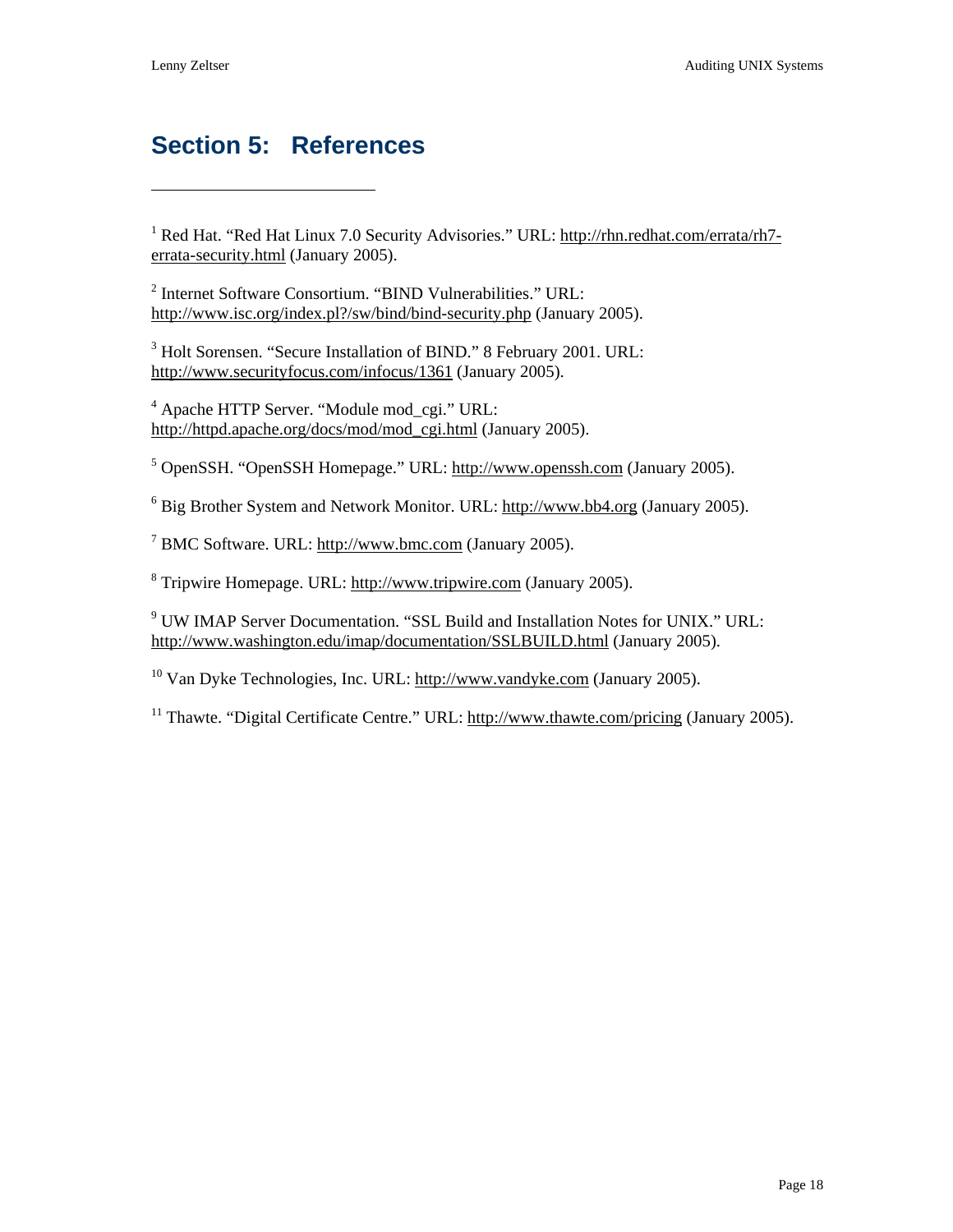# Section 5: References

[1] Red Hat. "Red Hat Linux 7.0 Security Advisories." URL: http://rhn.redhat.com/errata/rh7-errata-security.html (January 2005).

[2] Internet Software Consortium. "BIND Vulnerabilities." URL: http://www.isc.org/index.pl?/sw/bind/bind-security.php (January 2005).

[3] Holt Sorensen. "Secure Installation of BIND." 8 February 2001. URL: http://www.securityfocus.com/infocus/1361 (January 2005).

[4] Apache HTTP Server. "Module mod_cgi." URL: http://httpd.apache.org/docs/mod/mod_cgi.html (January 2005).

[5] OpenSSH. "OpenSSH Homepage." URL: http://www.openssh.com (January 2005).

[6] Big Brother System and Network Monitor. URL: http://www.bb4.org (January 2005).

[7] BMC Software. URL: http://www.bmc.com (January 2005).

[8] Tripwire Homepage. URL: http://www.tripwire.com (January 2005).

[9] UW IMAP Server Documentation. "SSL Build and Installation Notes for UNIX." URL: http://www.washington.edu/imap/documentation/SSLBUILD.html (January 2005).

[10] Van Dyke Technologies, Inc. URL: http://www.vandyke.com (January 2005).

[11] Thawte. "Digital Certificate Centre." URL: http://www.thawte.com/pricing (January 2005).